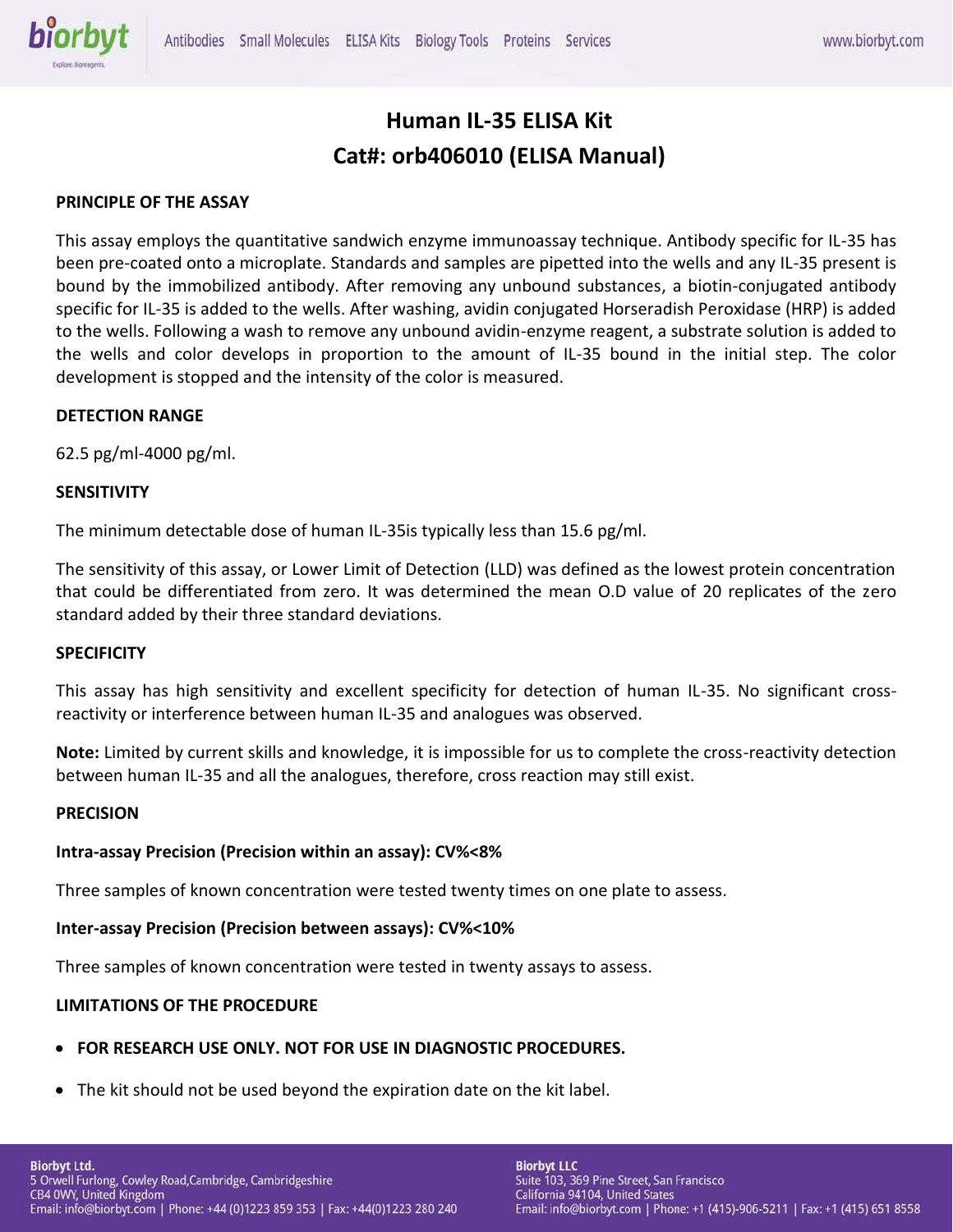# Human IL-35 ELISA Kit

## Cat#: orb406010 (ELISA Manual)

**PRINCIPLE OF THE ASSAY**

This assay employs the quantitative sandwich enzyme immunoassay technique. Antibody specific for IL-35 has been pre-coated onto a microplate. Standards and samples are pipetted into the wells and any IL-35 present is bound by the immobilized antibody. After removing any unbound substances, a biotin-conjugated antibody specific for IL-35 is added to the wells. After washing, avidin conjugated Horseradish Peroxidase (HRP) is added to the wells. Following a wash to remove any unbound avidin-enzyme reagent, a substrate solution is added to the wells and color develops in proportion to the amount of IL-35 bound in the initial step. The color development is stopped and the intensity of the color is measured.

**DETECTION RANGE**

62.5 pg/ml-4000 pg/ml.

**SENSITIVITY**

The minimum detectable dose of human IL-35is typically less than 15.6 pg/ml.

The sensitivity of this assay, or Lower Limit of Detection (LLD) was defined as the lowest protein concentration that could be differentiated from zero. It was determined the mean O.D value of 20 replicates of the zero standard added by their three standard deviations.

**SPECIFICITY**

This assay has high sensitivity and excellent specificity for detection of human IL-35. No significant cross-reactivity or interference between human IL-35 and analogues was observed.

**Note:** Limited by current skills and knowledge, it is impossible for us to complete the cross-reactivity detection between human IL-35 and all the analogues, therefore, cross reaction may still exist.

**PRECISION**

**Intra-assay Precision (Precision within an assay): CV%<8%**

Three samples of known concentration were tested twenty times on one plate to assess.

**Inter-assay Precision (Precision between assays): CV%<10%**

Three samples of known concentration were tested in twenty assays to assess.

**LIMITATIONS OF THE PROCEDURE**

- **FOR RESEARCH USE ONLY. NOT FOR USE IN DIAGNOSTIC PROCEDURES.**
- The kit should not be used beyond the expiration date on the kit label.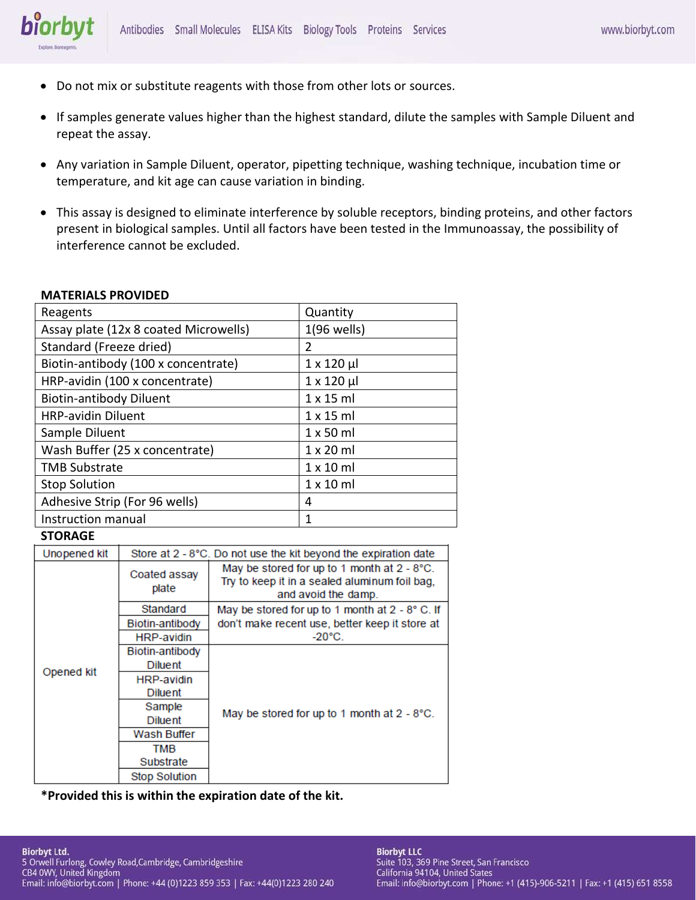- Do not mix or substitute reagents with those from other lots or sources.
- If samples generate values higher than the highest standard, dilute the samples with Sample Diluent and repeat the assay.
- Any variation in Sample Diluent, operator, pipetting technique, washing technique, incubation time or temperature, and kit age can cause variation in binding.
- This assay is designed to eliminate interference by soluble receptors, binding proteins, and other factors present in biological samples. Until all factors have been tested in the Immunoassay, the possibility of interference cannot be excluded.

**MATERIALS PROVIDED**

| Reagents | Quantity |
|---|---|
| Assay plate (12x 8 coated Microwells) | 1(96 wells) |
| Standard (Freeze dried) | 2 |
| Biotin-antibody (100 x concentrate) | 1 x 120 µl |
| HRP-avidin (100 x concentrate) | 1 x 120 µl |
| Biotin-antibody Diluent | 1 x 15 ml |
| HRP-avidin Diluent | 1 x 15 ml |
| Sample Diluent | 1 x 50 ml |
| Wash Buffer (25 x concentrate) | 1 x 20 ml |
| TMB Substrate | 1 x 10 ml |
| Stop Solution | 1 x 10 ml |
| Adhesive Strip (For 96 wells) | 4 |
| Instruction manual | 1 |

**STORAGE**

| Unopened kit | Store at 2 - 8°C. Do not use the kit beyond the expiration date | |
|---|---|---|
| Opened kit | Coated assay plate | May be stored for up to 1 month at 2 - 8°C. Try to keep it in a sealed aluminum foil bag, and avoid the damp. |
| | Standard | May be stored for up to 1 month at 2 - 8° C. If don't make recent use, better keep it store at -20°C. |
| | Biotin-antibody | |
| | HRP-avidin | |
| | Biotin-antibody Diluent | May be stored for up to 1 month at 2 - 8°C. |
| | HRP-avidin Diluent | |
| | Sample Diluent | |
| | Wash Buffer | |
| | TMB Substrate | |
| | Stop Solution | |

**\*Provided this is within the expiration date of the kit.**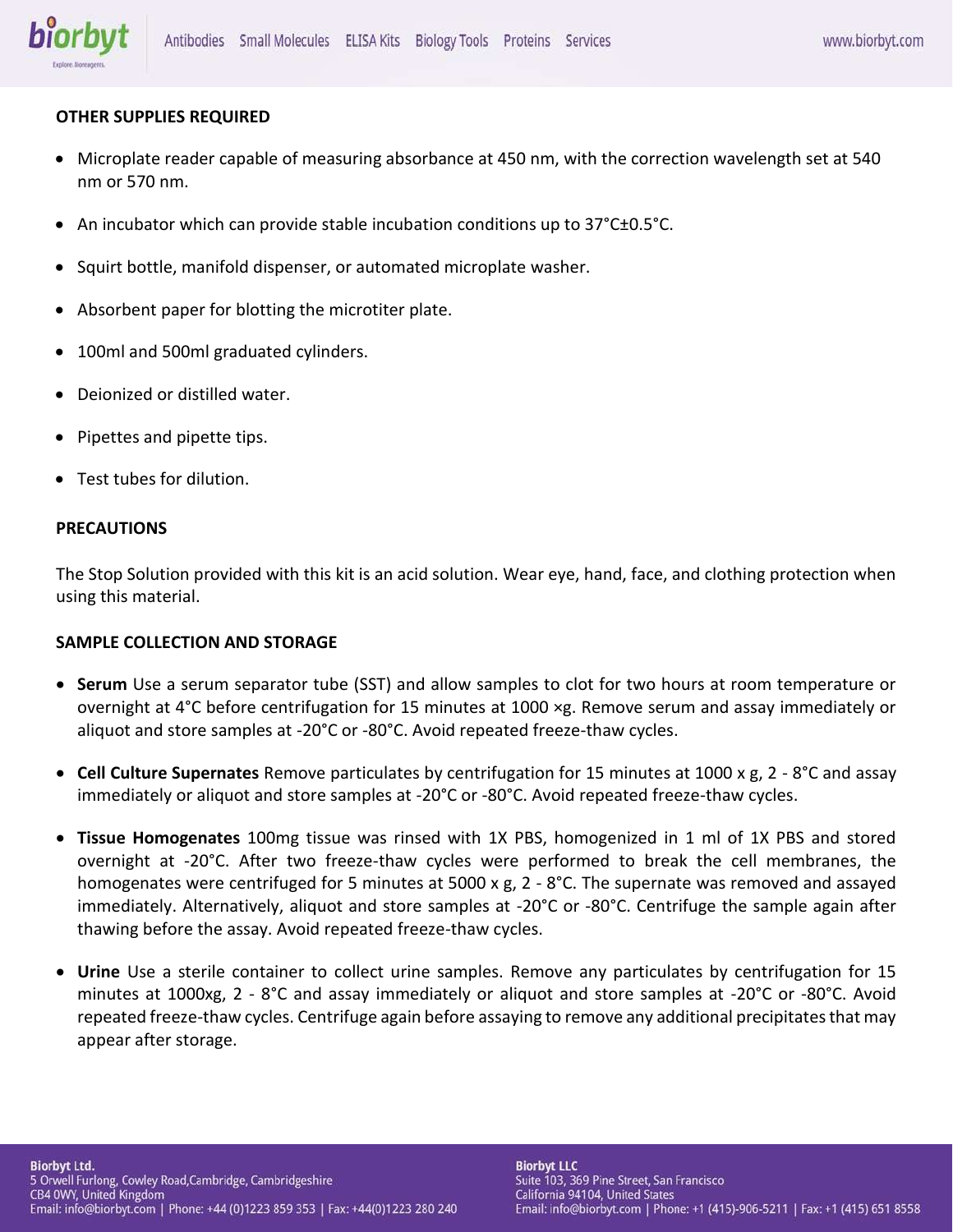## OTHER SUPPLIES REQUIRED

- Microplate reader capable of measuring absorbance at 450 nm, with the correction wavelength set at 540 nm or 570 nm.
- An incubator which can provide stable incubation conditions up to 37°C±0.5°C.
- Squirt bottle, manifold dispenser, or automated microplate washer.
- Absorbent paper for blotting the microtiter plate.
- 100ml and 500ml graduated cylinders.
- Deionized or distilled water.
- Pipettes and pipette tips.
- Test tubes for dilution.

## PRECAUTIONS

The Stop Solution provided with this kit is an acid solution. Wear eye, hand, face, and clothing protection when using this material.

## SAMPLE COLLECTION AND STORAGE

- **Serum** Use a serum separator tube (SST) and allow samples to clot for two hours at room temperature or overnight at 4°C before centrifugation for 15 minutes at 1000 ×g. Remove serum and assay immediately or aliquot and store samples at -20°C or -80°C. Avoid repeated freeze-thaw cycles.
- **Cell Culture Supernates** Remove particulates by centrifugation for 15 minutes at 1000 x g, 2 - 8°C and assay immediately or aliquot and store samples at -20°C or -80°C. Avoid repeated freeze-thaw cycles.
- **Tissue Homogenates** 100mg tissue was rinsed with 1X PBS, homogenized in 1 ml of 1X PBS and stored overnight at -20°C. After two freeze-thaw cycles were performed to break the cell membranes, the homogenates were centrifuged for 5 minutes at 5000 x g, 2 - 8°C. The supernate was removed and assayed immediately. Alternatively, aliquot and store samples at -20°C or -80°C. Centrifuge the sample again after thawing before the assay. Avoid repeated freeze-thaw cycles.
- **Urine** Use a sterile container to collect urine samples. Remove any particulates by centrifugation for 15 minutes at 1000xg, 2 - 8°C and assay immediately or aliquot and store samples at -20°C or -80°C. Avoid repeated freeze-thaw cycles. Centrifuge again before assaying to remove any additional precipitates that may appear after storage.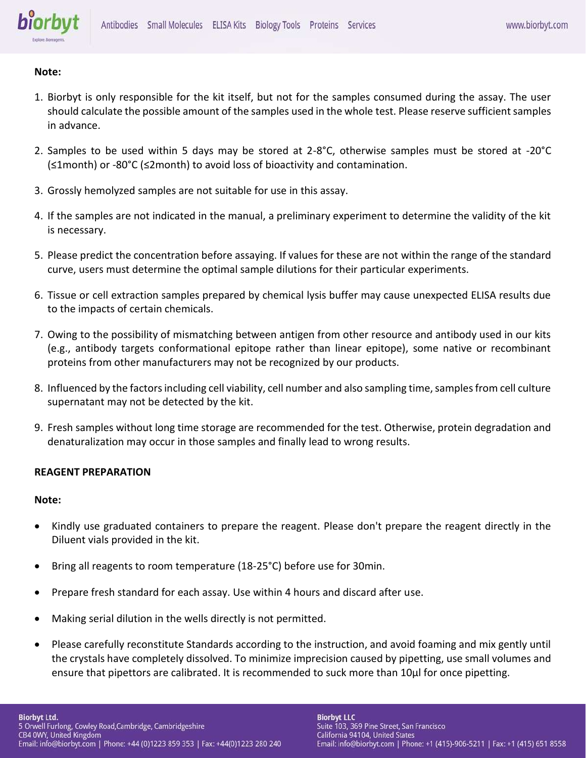**Note:**

1. Biorbyt is only responsible for the kit itself, but not for the samples consumed during the assay. The user should calculate the possible amount of the samples used in the whole test. Please reserve sufficient samples in advance.

2. Samples to be used within 5 days may be stored at 2-8°C, otherwise samples must be stored at -20°C (≤1month) or -80°C (≤2month) to avoid loss of bioactivity and contamination.

3. Grossly hemolyzed samples are not suitable for use in this assay.

4. If the samples are not indicated in the manual, a preliminary experiment to determine the validity of the kit is necessary.

5. Please predict the concentration before assaying. If values for these are not within the range of the standard curve, users must determine the optimal sample dilutions for their particular experiments.

6. Tissue or cell extraction samples prepared by chemical lysis buffer may cause unexpected ELISA results due to the impacts of certain chemicals.

7. Owing to the possibility of mismatching between antigen from other resource and antibody used in our kits (e.g., antibody targets conformational epitope rather than linear epitope), some native or recombinant proteins from other manufacturers may not be recognized by our products.

8. Influenced by the factors including cell viability, cell number and also sampling time, samples from cell culture supernatant may not be detected by the kit.

9. Fresh samples without long time storage are recommended for the test. Otherwise, protein degradation and denaturalization may occur in those samples and finally lead to wrong results.

**REAGENT PREPARATION**

**Note:**

- Kindly use graduated containers to prepare the reagent. Please don't prepare the reagent directly in the Diluent vials provided in the kit.

- Bring all reagents to room temperature (18-25°C) before use for 30min.

- Prepare fresh standard for each assay. Use within 4 hours and discard after use.

- Making serial dilution in the wells directly is not permitted.

- Please carefully reconstitute Standards according to the instruction, and avoid foaming and mix gently until the crystals have completely dissolved. To minimize imprecision caused by pipetting, use small volumes and ensure that pipettors are calibrated. It is recommended to suck more than 10µl for once pipetting.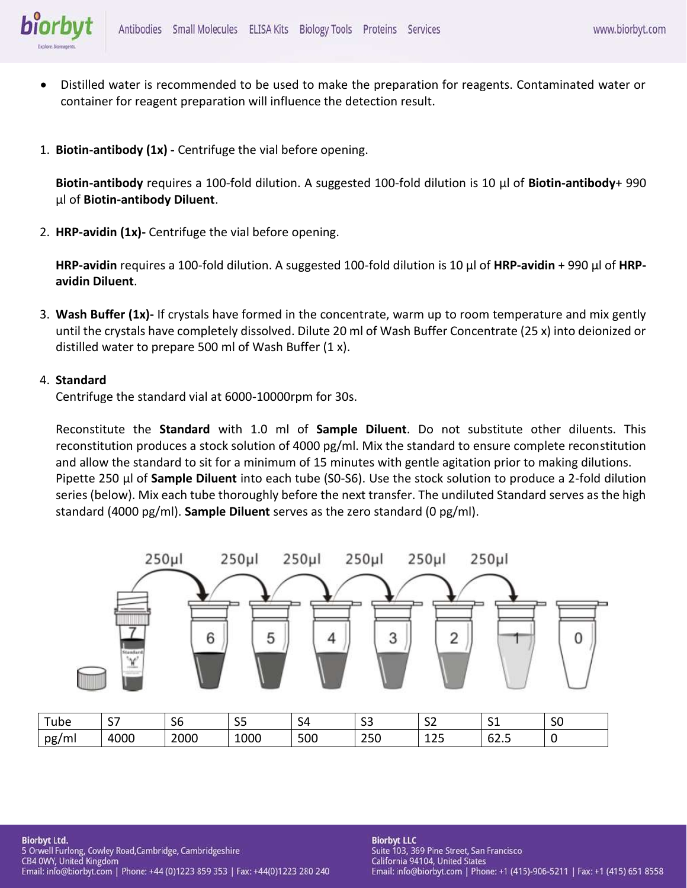- Distilled water is recommended to be used to make the preparation for reagents. Contaminated water or container for reagent preparation will influence the detection result.

1. **Biotin-antibody (1x) -** Centrifuge the vial before opening.

   **Biotin-antibody** requires a 100-fold dilution. A suggested 100-fold dilution is 10 µl of **Biotin-antibody**+ 990 µl of **Biotin-antibody Diluent**.

2. **HRP-avidin (1x)-** Centrifuge the vial before opening.

   **HRP-avidin** requires a 100-fold dilution. A suggested 100-fold dilution is 10 µl of **HRP-avidin** + 990 µl of **HRP-avidin Diluent**.

3. **Wash Buffer (1x)-** If crystals have formed in the concentrate, warm up to room temperature and mix gently until the crystals have completely dissolved. Dilute 20 ml of Wash Buffer Concentrate (25 x) into deionized or distilled water to prepare 500 ml of Wash Buffer (1 x).

4. **Standard**
   Centrifuge the standard vial at 6000-10000rpm for 30s.

   Reconstitute the **Standard** with 1.0 ml of **Sample Diluent**. Do not substitute other diluents. This reconstitution produces a stock solution of 4000 pg/ml. Mix the standard to ensure complete reconstitution and allow the standard to sit for a minimum of 15 minutes with gentle agitation prior to making dilutions. Pipette 250 µl of **Sample Diluent** into each tube (S0-S6). Use the stock solution to produce a 2-fold dilution series (below). Mix each tube thoroughly before the next transfer. The undiluted Standard serves as the high standard (4000 pg/ml). **Sample Diluent** serves as the zero standard (0 pg/ml).

| Tube | S7 | S6 | S5 | S4 | S3 | S2 | S1 | S0 |
|---|---|---|---|---|---|---|---|---|
| pg/ml | 4000 | 2000 | 1000 | 500 | 250 | 125 | 62.5 | 0 |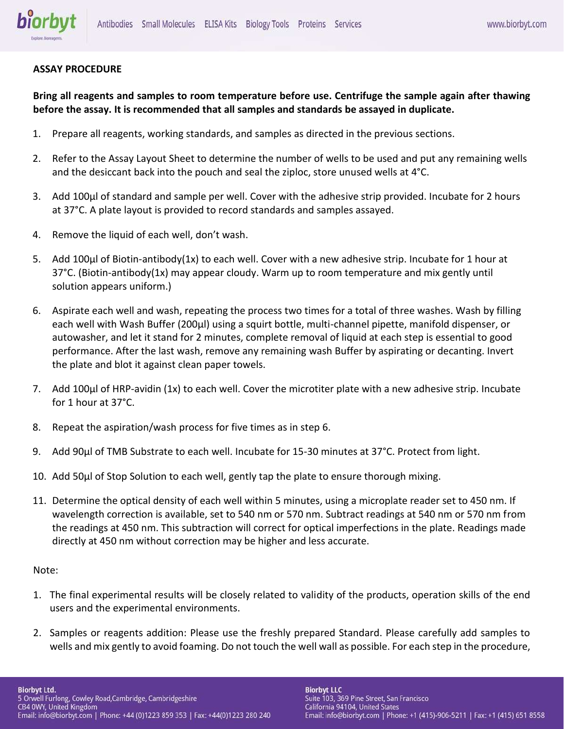**ASSAY PROCEDURE**

**Bring all reagents and samples to room temperature before use. Centrifuge the sample again after thawing before the assay. It is recommended that all samples and standards be assayed in duplicate.**

1. Prepare all reagents, working standards, and samples as directed in the previous sections.

2. Refer to the Assay Layout Sheet to determine the number of wells to be used and put any remaining wells and the desiccant back into the pouch and seal the ziploc, store unused wells at 4°C.

3. Add 100µl of standard and sample per well. Cover with the adhesive strip provided. Incubate for 2 hours at 37°C. A plate layout is provided to record standards and samples assayed.

4. Remove the liquid of each well, don't wash.

5. Add 100µl of Biotin-antibody(1x) to each well. Cover with a new adhesive strip. Incubate for 1 hour at 37°C. (Biotin-antibody(1x) may appear cloudy. Warm up to room temperature and mix gently until solution appears uniform.)

6. Aspirate each well and wash, repeating the process two times for a total of three washes. Wash by filling each well with Wash Buffer (200µl) using a squirt bottle, multi-channel pipette, manifold dispenser, or autowasher, and let it stand for 2 minutes, complete removal of liquid at each step is essential to good performance. After the last wash, remove any remaining wash Buffer by aspirating or decanting. Invert the plate and blot it against clean paper towels.

7. Add 100µl of HRP-avidin (1x) to each well. Cover the microtiter plate with a new adhesive strip. Incubate for 1 hour at 37°C.

8. Repeat the aspiration/wash process for five times as in step 6.

9. Add 90µl of TMB Substrate to each well. Incubate for 15-30 minutes at 37°C. Protect from light.

10. Add 50µl of Stop Solution to each well, gently tap the plate to ensure thorough mixing.

11. Determine the optical density of each well within 5 minutes, using a microplate reader set to 450 nm. If wavelength correction is available, set to 540 nm or 570 nm. Subtract readings at 540 nm or 570 nm from the readings at 450 nm. This subtraction will correct for optical imperfections in the plate. Readings made directly at 450 nm without correction may be higher and less accurate.

Note:

1. The final experimental results will be closely related to validity of the products, operation skills of the end users and the experimental environments.

2. Samples or reagents addition: Please use the freshly prepared Standard. Please carefully add samples to wells and mix gently to avoid foaming. Do not touch the well wall as possible. For each step in the procedure,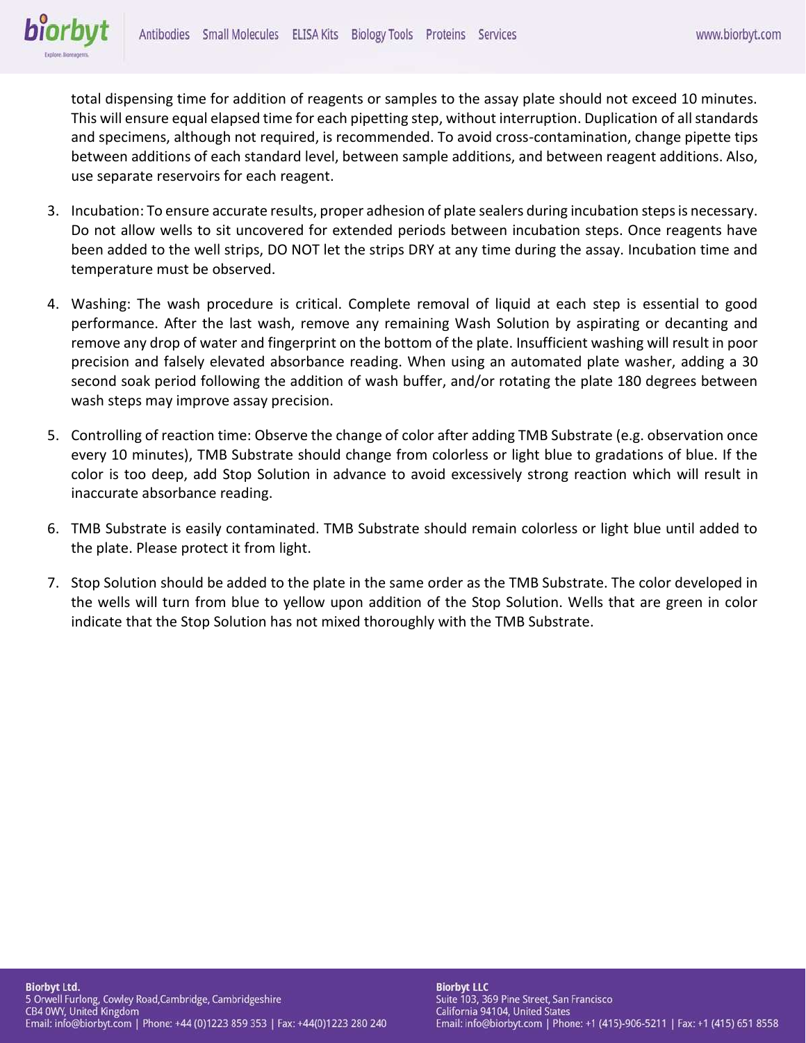total dispensing time for addition of reagents or samples to the assay plate should not exceed 10 minutes. This will ensure equal elapsed time for each pipetting step, without interruption. Duplication of all standards and specimens, although not required, is recommended. To avoid cross-contamination, change pipette tips between additions of each standard level, between sample additions, and between reagent additions. Also, use separate reservoirs for each reagent.

3. Incubation: To ensure accurate results, proper adhesion of plate sealers during incubation steps is necessary. Do not allow wells to sit uncovered for extended periods between incubation steps. Once reagents have been added to the well strips, DO NOT let the strips DRY at any time during the assay. Incubation time and temperature must be observed.

4. Washing: The wash procedure is critical. Complete removal of liquid at each step is essential to good performance. After the last wash, remove any remaining Wash Solution by aspirating or decanting and remove any drop of water and fingerprint on the bottom of the plate. Insufficient washing will result in poor precision and falsely elevated absorbance reading. When using an automated plate washer, adding a 30 second soak period following the addition of wash buffer, and/or rotating the plate 180 degrees between wash steps may improve assay precision.

5. Controlling of reaction time: Observe the change of color after adding TMB Substrate (e.g. observation once every 10 minutes), TMB Substrate should change from colorless or light blue to gradations of blue. If the color is too deep, add Stop Solution in advance to avoid excessively strong reaction which will result in inaccurate absorbance reading.

6. TMB Substrate is easily contaminated. TMB Substrate should remain colorless or light blue until added to the plate. Please protect it from light.

7. Stop Solution should be added to the plate in the same order as the TMB Substrate. The color developed in the wells will turn from blue to yellow upon addition of the Stop Solution. Wells that are green in color indicate that the Stop Solution has not mixed thoroughly with the TMB Substrate.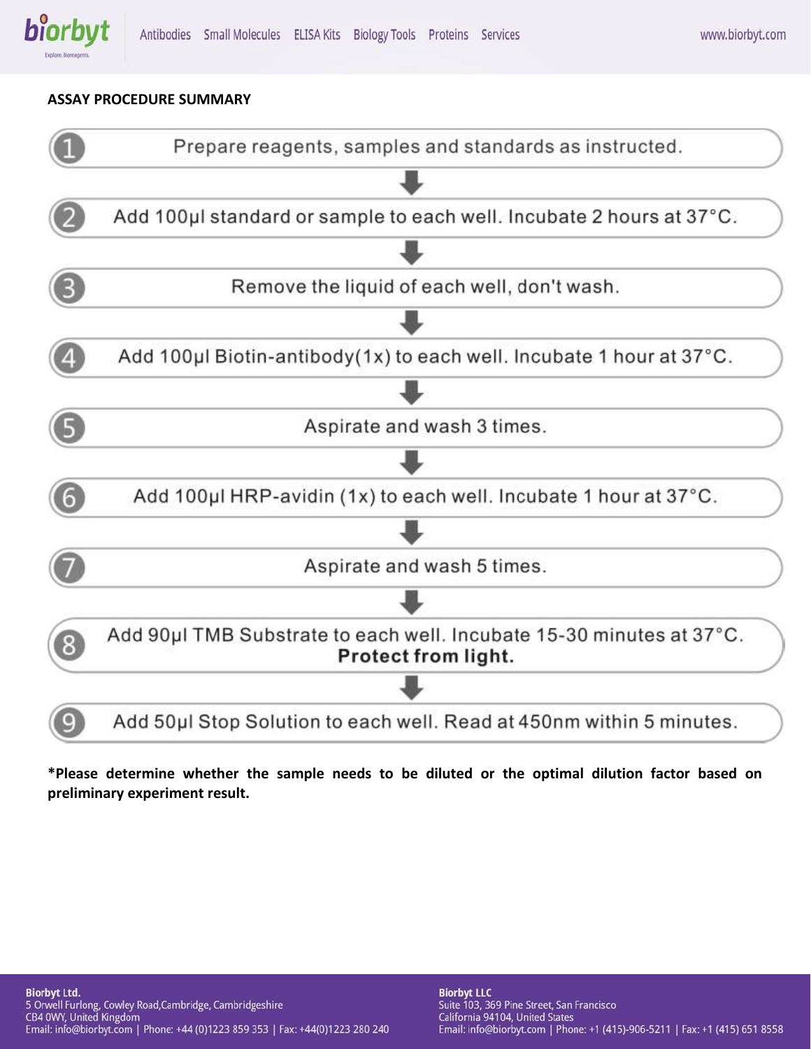## ASSAY PROCEDURE SUMMARY

1. Prepare reagents, samples and standards as instructed.
2. Add 100µl standard or sample to each well. Incubate 2 hours at 37°C.
3. Remove the liquid of each well, don't wash.
4. Add 100µl Biotin-antibody(1x) to each well. Incubate 1 hour at 37°C.
5. Aspirate and wash 3 times.
6. Add 100µl HRP-avidin (1x) to each well. Incubate 1 hour at 37°C.
7. Aspirate and wash 5 times.
8. Add 90µl TMB Substrate to each well. Incubate 15-30 minutes at 37°C. **Protect from light.**
9. Add 50µl Stop Solution to each well. Read at 450nm within 5 minutes.

***Please determine whether the sample needs to be diluted or the optimal dilution factor based on preliminary experiment result.**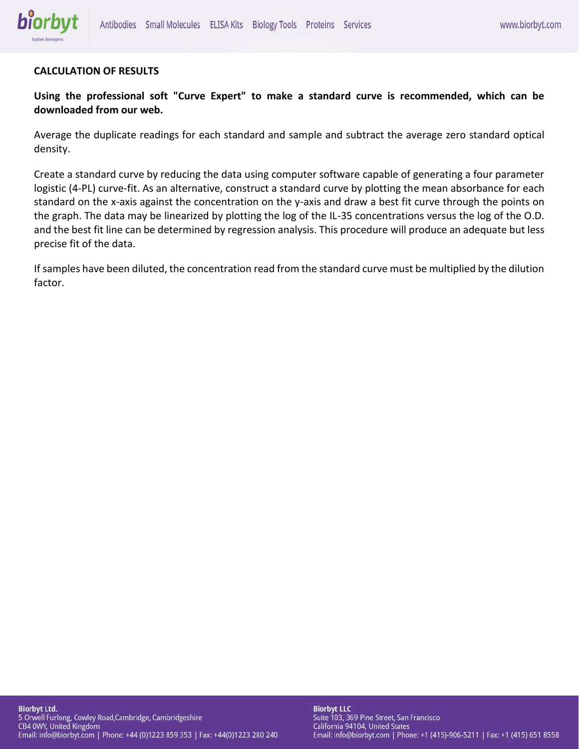**CALCULATION OF RESULTS**

**Using the professional soft "Curve Expert" to make a standard curve is recommended, which can be downloaded from our web.**

Average the duplicate readings for each standard and sample and subtract the average zero standard optical density.

Create a standard curve by reducing the data using computer software capable of generating a four parameter logistic (4-PL) curve-fit. As an alternative, construct a standard curve by plotting the mean absorbance for each standard on the x-axis against the concentration on the y-axis and draw a best fit curve through the points on the graph. The data may be linearized by plotting the log of the IL-35 concentrations versus the log of the O.D. and the best fit line can be determined by regression analysis. This procedure will produce an adequate but less precise fit of the data.

If samples have been diluted, the concentration read from the standard curve must be multiplied by the dilution factor.